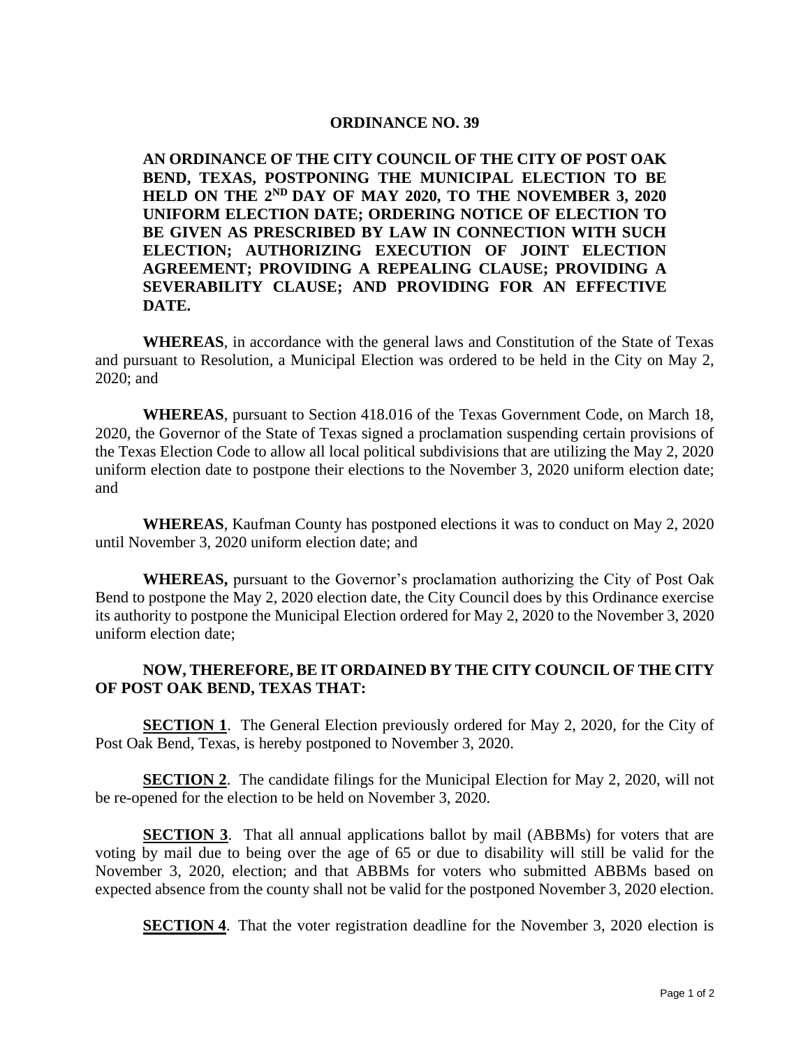# ORDINANCE NO. 39

**AN ORDINANCE OF THE CITY COUNCIL OF THE CITY OF POST OAK BEND, TEXAS, POSTPONING THE MUNICIPAL ELECTION TO BE HELD ON THE 2ND DAY OF MAY 2020, TO THE NOVEMBER 3, 2020 UNIFORM ELECTION DATE; ORDERING NOTICE OF ELECTION TO BE GIVEN AS PRESCRIBED BY LAW IN CONNECTION WITH SUCH ELECTION; AUTHORIZING EXECUTION OF JOINT ELECTION AGREEMENT; PROVIDING A REPEALING CLAUSE; PROVIDING A SEVERABILITY CLAUSE; AND PROVIDING FOR AN EFFECTIVE DATE.**

**WHEREAS**, in accordance with the general laws and Constitution of the State of Texas and pursuant to Resolution, a Municipal Election was ordered to be held in the City on May 2, 2020; and

**WHEREAS**, pursuant to Section 418.016 of the Texas Government Code, on March 18, 2020, the Governor of the State of Texas signed a proclamation suspending certain provisions of the Texas Election Code to allow all local political subdivisions that are utilizing the May 2, 2020 uniform election date to postpone their elections to the November 3, 2020 uniform election date; and

**WHEREAS**, Kaufman County has postponed elections it was to conduct on May 2, 2020 until November 3, 2020 uniform election date; and

**WHEREAS,** pursuant to the Governor's proclamation authorizing the City of Post Oak Bend to postpone the May 2, 2020 election date, the City Council does by this Ordinance exercise its authority to postpone the Municipal Election ordered for May 2, 2020 to the November 3, 2020 uniform election date;

**NOW, THEREFORE, BE IT ORDAINED BY THE CITY COUNCIL OF THE CITY OF POST OAK BEND, TEXAS THAT:**

**SECTION 1**. The General Election previously ordered for May 2, 2020, for the City of Post Oak Bend, Texas, is hereby postponed to November 3, 2020.

**SECTION 2**. The candidate filings for the Municipal Election for May 2, 2020, will not be re-opened for the election to be held on November 3, 2020.

**SECTION 3**. That all annual applications ballot by mail (ABBMs) for voters that are voting by mail due to being over the age of 65 or due to disability will still be valid for the November 3, 2020, election; and that ABBMs for voters who submitted ABBMs based on expected absence from the county shall not be valid for the postponed November 3, 2020 election.

**SECTION 4**. That the voter registration deadline for the November 3, 2020 election is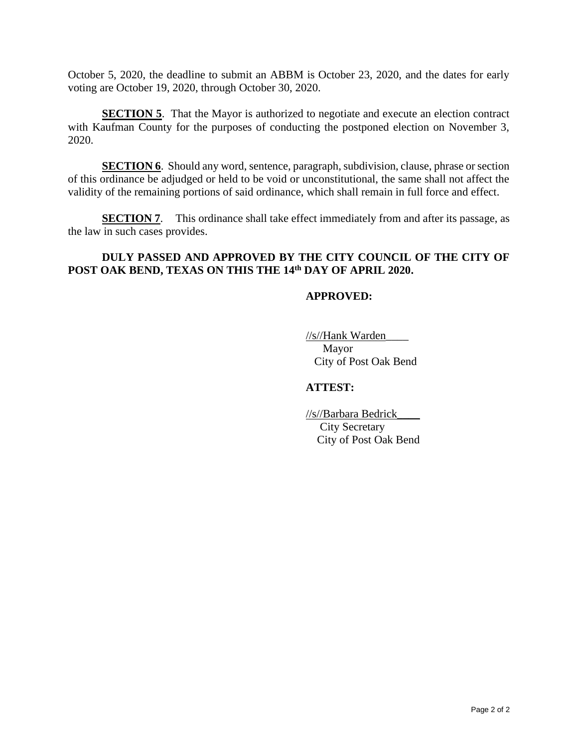October 5, 2020, the deadline to submit an ABBM is October 23, 2020, and the dates for early voting are October 19, 2020, through October 30, 2020.

**SECTION 5**. That the Mayor is authorized to negotiate and execute an election contract with Kaufman County for the purposes of conducting the postponed election on November 3, 2020.

**SECTION 6**. Should any word, sentence, paragraph, subdivision, clause, phrase or section of this ordinance be adjudged or held to be void or unconstitutional, the same shall not affect the validity of the remaining portions of said ordinance, which shall remain in full force and effect.

**SECTION 7**. This ordinance shall take effect immediately from and after its passage, as the law in such cases provides.

**DULY PASSED AND APPROVED BY THE CITY COUNCIL OF THE CITY OF POST OAK BEND, TEXAS ON THIS THE 14th DAY OF APRIL 2020.**

**APPROVED:**

//s//Hank Warden____
Mayor
City of Post Oak Bend

**ATTEST:**

//s//Barbara Bedrick____
City Secretary
City of Post Oak Bend